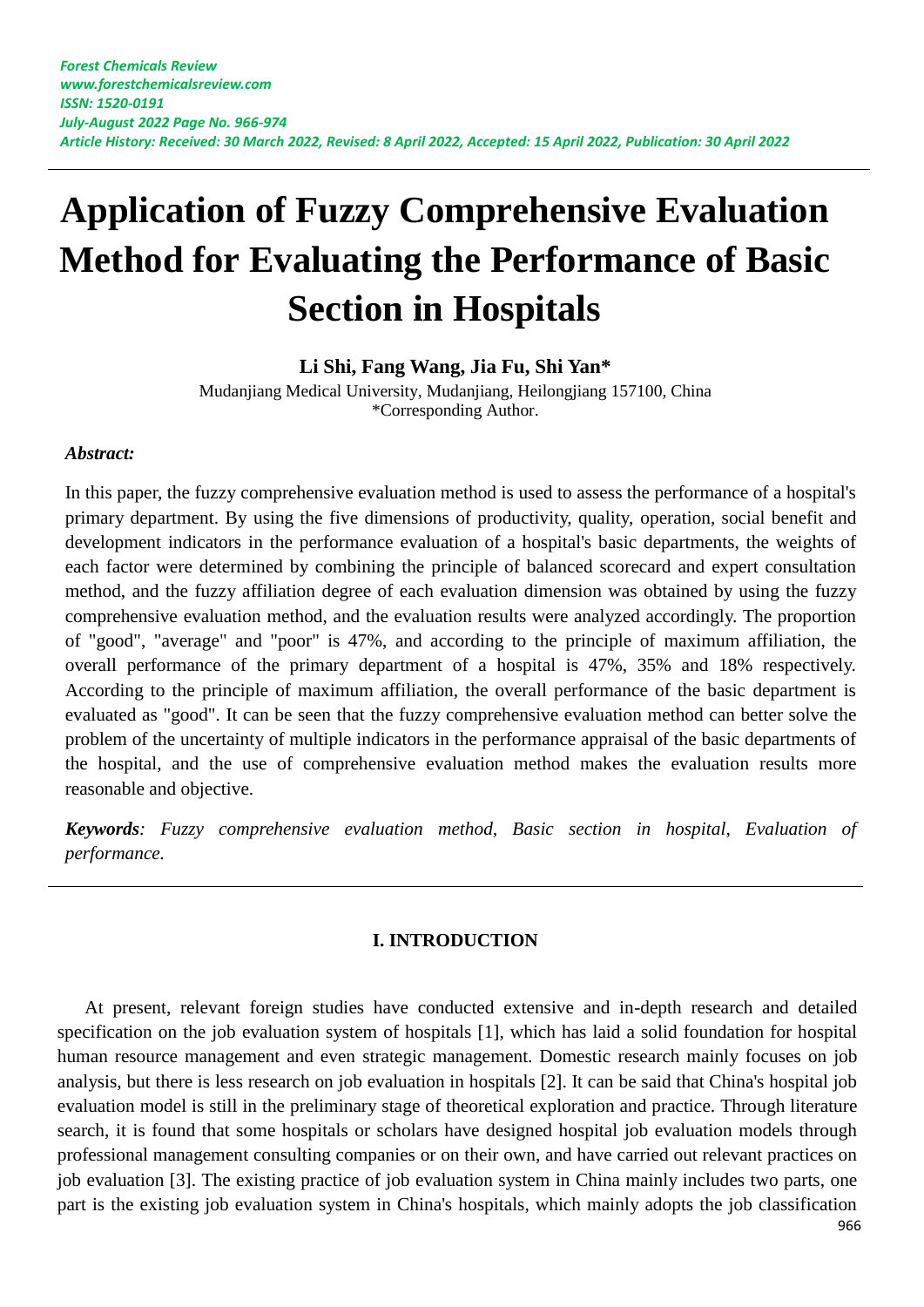*Forest Chemicals Review*
*www.forestchemicalsreview.com*
*ISSN: 1520-0191*
*July-August 2022 Page No. 966-974*
*Article History: Received: 30 March 2022, Revised: 8 April 2022, Accepted: 15 April 2022, Publication: 30 April 2022*

# Application of Fuzzy Comprehensive Evaluation Method for Evaluating the Performance of Basic Section in Hospitals

**Li Shi, Fang Wang, Jia Fu, Shi Yan***

Mudanjiang Medical University, Mudanjiang, Heilongjiang 157100, China

*Corresponding Author.

***Abstract:***

In this paper, the fuzzy comprehensive evaluation method is used to assess the performance of a hospital's primary department. By using the five dimensions of productivity, quality, operation, social benefit and development indicators in the performance evaluation of a hospital's basic departments, the weights of each factor were determined by combining the principle of balanced scorecard and expert consultation method, and the fuzzy affiliation degree of each evaluation dimension was obtained by using the fuzzy comprehensive evaluation method, and the evaluation results were analyzed accordingly. The proportion of "good", "average" and "poor" is 47%, and according to the principle of maximum affiliation, the overall performance of the primary department of a hospital is 47%, 35% and 18% respectively. According to the principle of maximum affiliation, the overall performance of the basic department is evaluated as "good". It can be seen that the fuzzy comprehensive evaluation method can better solve the problem of the uncertainty of multiple indicators in the performance appraisal of the basic departments of the hospital, and the use of comprehensive evaluation method makes the evaluation results more reasonable and objective.

***Keywords****: Fuzzy comprehensive evaluation method, Basic section in hospital, Evaluation of performance.*

## I. INTRODUCTION

At present, relevant foreign studies have conducted extensive and in-depth research and detailed specification on the job evaluation system of hospitals [1], which has laid a solid foundation for hospital human resource management and even strategic management. Domestic research mainly focuses on job analysis, but there is less research on job evaluation in hospitals [2]. It can be said that China's hospital job evaluation model is still in the preliminary stage of theoretical exploration and practice. Through literature search, it is found that some hospitals or scholars have designed hospital job evaluation models through professional management consulting companies or on their own, and have carried out relevant practices on job evaluation [3]. The existing practice of job evaluation system in China mainly includes two parts, one part is the existing job evaluation system in China's hospitals, which mainly adopts the job classification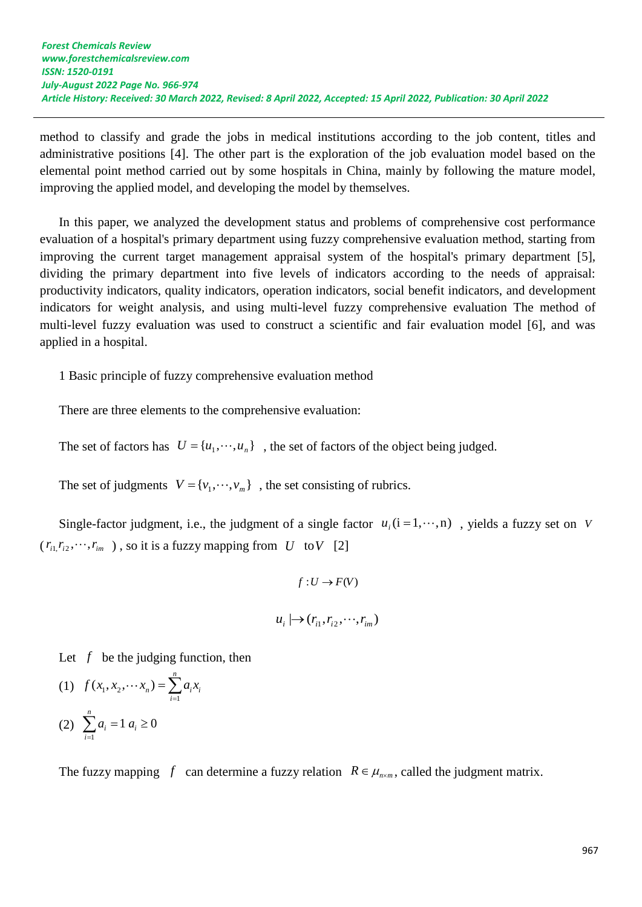method to classify and grade the jobs in medical institutions according to the job content, titles and administrative positions [4]. The other part is the exploration of the job evaluation model based on the elemental point method carried out by some hospitals in China, mainly by following the mature model, improving the applied model, and developing the model by themselves.

In this paper, we analyzed the development status and problems of comprehensive cost performance evaluation of a hospital's primary department using fuzzy comprehensive evaluation method, starting from improving the current target management appraisal system of the hospital's primary department [5], dividing the primary department into five levels of indicators according to the needs of appraisal: productivity indicators, quality indicators, operation indicators, social benefit indicators, and development indicators for weight analysis, and using multi-level fuzzy comprehensive evaluation The method of multi-level fuzzy evaluation was used to construct a scientific and fair evaluation model [6], and was applied in a hospital.

## 1 Basic principle of fuzzy comprehensive evaluation method

There are three elements to the comprehensive evaluation:

The set of factors has $U = \{u_1, \cdots, u_n\}$ , the set of factors of the object being judged.

The set of judgments $V = \{v_1, \cdots, v_m\}$ , the set consisting of rubrics.

Single-factor judgment, i.e., the judgment of a single factor $u_i (\mathrm{i} = 1, \cdots, \mathrm{n})$ , yields a fuzzy set on $V$ ( $r_{i1,} r_{i2}, \cdots, r_{im}$ ) , so it is a fuzzy mapping from $U$ to $V$ [2]

$$f : U \rightarrow F(V)$$

$$u_i \mapsto (r_{i1}, r_{i2}, \cdots, r_{im})$$

Let $f$ be the judging function, then

(1) $f(x_1, x_2, \cdots x_n) = \sum_{i=1}^{n} a_i x_i$

(2) $\sum_{i=1}^{n} a_i = 1 \; a_i \geq 0$

The fuzzy mapping $f$ can determine a fuzzy relation $R \in \mu_{n \times m}$, called the judgment matrix.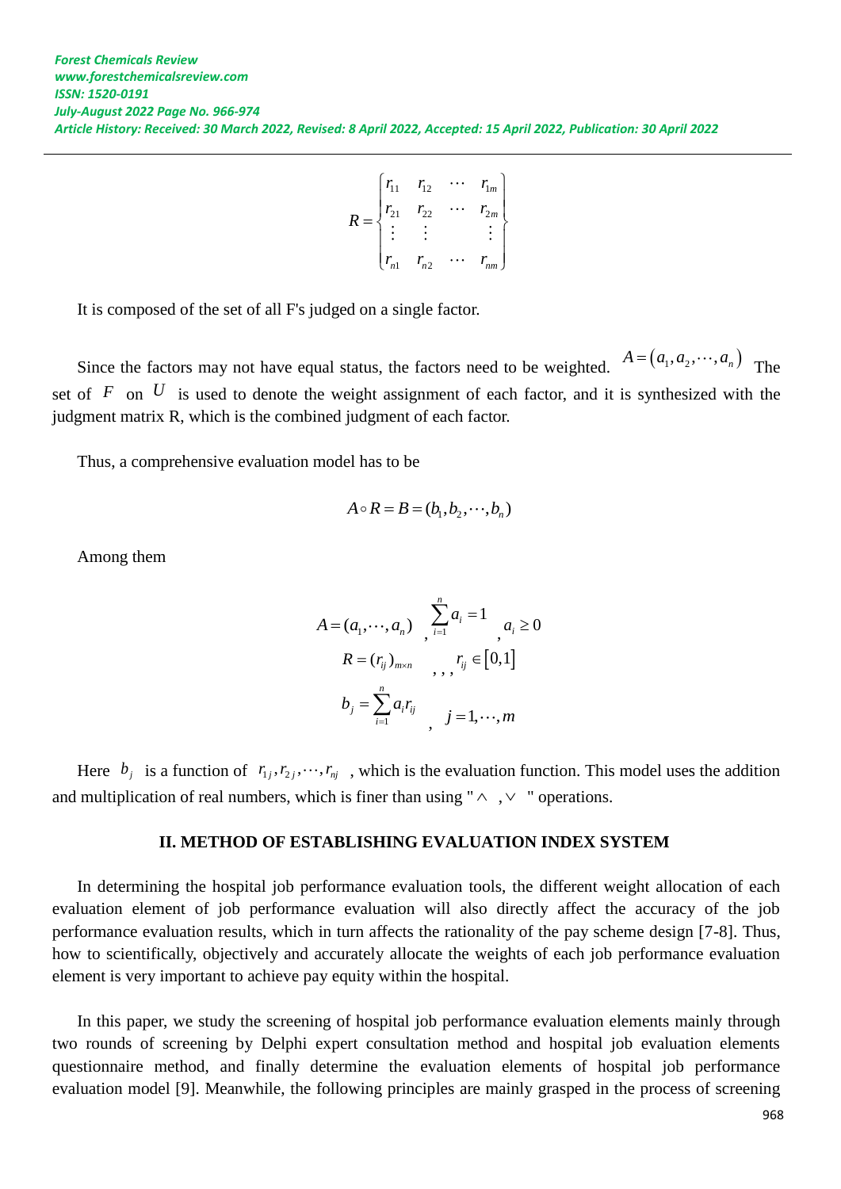$$R = \begin{Bmatrix} r_{11} & r_{12} & \cdots & r_{1m} \\ r_{21} & r_{22} & \cdots & r_{2m} \\ \vdots & \vdots & & \vdots \\ r_{n1} & r_{n2} & \cdots & r_{nm} \end{Bmatrix}$$

It is composed of the set of all F's judged on a single factor.

Since the factors may not have equal status, the factors need to be weighted. $A = (a_1, a_2, \cdots, a_n)$ The set of $F$ on $U$ is used to denote the weight assignment of each factor, and it is synthesized with the judgment matrix R, which is the combined judgment of each factor.

Thus, a comprehensive evaluation model has to be

$$A \circ R = B = (b_1, b_2, \cdots, b_n)$$

Among them

$$A = (a_1, \cdots, a_n) \ , \ \sum_{i=1}^{n} a_i = 1 \ , \ a_i \geq 0$$

$$R = (r_{ij})_{m \times n} \ , \ , \ , \ r_{ij} \in [0,1]$$

$$b_j = \sum_{i=1}^{n} a_i r_{ij} \ , \ j = 1, \cdots, m$$

Here $b_j$ is a function of $r_{1j}, r_{2j}, \cdots, r_{nj}$ , which is the evaluation function. This model uses the addition and multiplication of real numbers, which is finer than using " $\wedge$ , $\vee$ " operations.

## II. METHOD OF ESTABLISHING EVALUATION INDEX SYSTEM

In determining the hospital job performance evaluation tools, the different weight allocation of each evaluation element of job performance evaluation will also directly affect the accuracy of the job performance evaluation results, which in turn affects the rationality of the pay scheme design [7-8]. Thus, how to scientifically, objectively and accurately allocate the weights of each job performance evaluation element is very important to achieve pay equity within the hospital.

In this paper, we study the screening of hospital job performance evaluation elements mainly through two rounds of screening by Delphi expert consultation method and hospital job evaluation elements questionnaire method, and finally determine the evaluation elements of hospital job performance evaluation model [9]. Meanwhile, the following principles are mainly grasped in the process of screening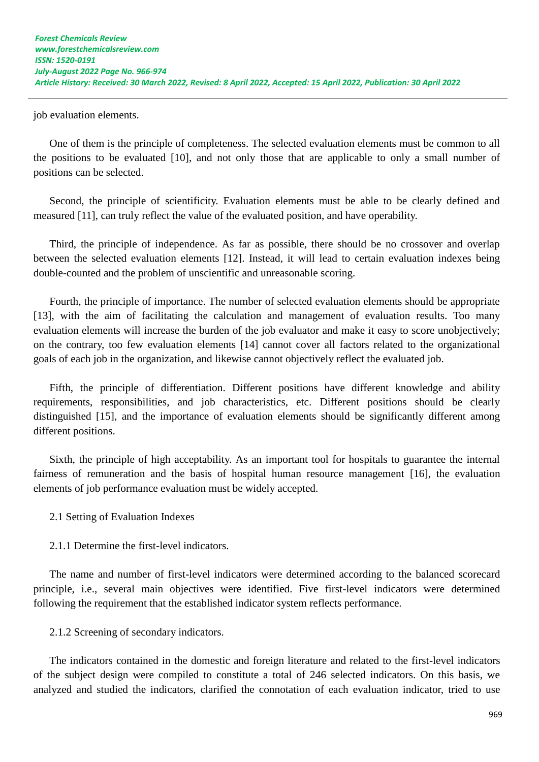job evaluation elements.

One of them is the principle of completeness. The selected evaluation elements must be common to all the positions to be evaluated [10], and not only those that are applicable to only a small number of positions can be selected.

Second, the principle of scientificity. Evaluation elements must be able to be clearly defined and measured [11], can truly reflect the value of the evaluated position, and have operability.

Third, the principle of independence. As far as possible, there should be no crossover and overlap between the selected evaluation elements [12]. Instead, it will lead to certain evaluation indexes being double-counted and the problem of unscientific and unreasonable scoring.

Fourth, the principle of importance. The number of selected evaluation elements should be appropriate [13], with the aim of facilitating the calculation and management of evaluation results. Too many evaluation elements will increase the burden of the job evaluator and make it easy to score unobjectively; on the contrary, too few evaluation elements [14] cannot cover all factors related to the organizational goals of each job in the organization, and likewise cannot objectively reflect the evaluated job.

Fifth, the principle of differentiation. Different positions have different knowledge and ability requirements, responsibilities, and job characteristics, etc. Different positions should be clearly distinguished [15], and the importance of evaluation elements should be significantly different among different positions.

Sixth, the principle of high acceptability. As an important tool for hospitals to guarantee the internal fairness of remuneration and the basis of hospital human resource management [16], the evaluation elements of job performance evaluation must be widely accepted.

## 2.1 Setting of Evaluation Indexes

### 2.1.1 Determine the first-level indicators.

The name and number of first-level indicators were determined according to the balanced scorecard principle, i.e., several main objectives were identified. Five first-level indicators were determined following the requirement that the established indicator system reflects performance.

### 2.1.2 Screening of secondary indicators.

The indicators contained in the domestic and foreign literature and related to the first-level indicators of the subject design were compiled to constitute a total of 246 selected indicators. On this basis, we analyzed and studied the indicators, clarified the connotation of each evaluation indicator, tried to use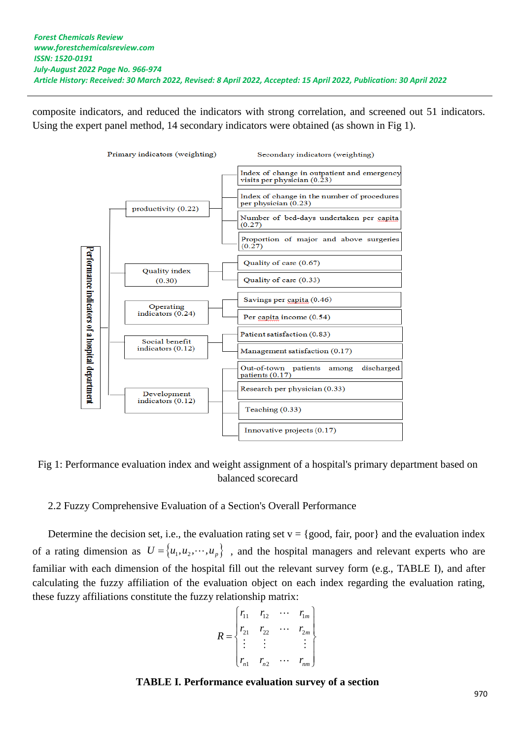composite indicators, and reduced the indicators with strong correlation, and screened out 51 indicators. Using the expert panel method, 14 secondary indicators were obtained (as shown in Fig 1).

**Performance indicators of a hospital department**

| Primary indicators (weighting) | Secondary indicators (weighting) |
|---|---|
| productivity (0.22) | Index of change in outpatient and emergency visits per physician (0.23) |
| | Index of change in the number of procedures per physician (0.23) |
| | Number of bed-days undertaken per capita (0.27) |
| | Proportion of major and above surgeries (0.27) |
| Quality index (0.30) | Quality of care (0.67) |
| | Quality of care (0.33) |
| Operating indicators (0.24) | Savings per capita (0.46) |
| | Per capita income (0.54) |
| Social benefit indicators (0.12) | Patient satisfaction (0.83) |
| | Management satisfaction (0.17) |
| Development indicators (0.12) | Out-of-town patients among discharged patients (0.17) |
| | Research per physician (0.33) |
| | Teaching (0.33) |
| | Innovative projects (0.17) |

Fig 1: Performance evaluation index and weight assignment of a hospital's primary department based on balanced scorecard

## 2.2 Fuzzy Comprehensive Evaluation of a Section's Overall Performance

Determine the decision set, i.e., the evaluation rating set v = {good, fair, poor} and the evaluation index of a rating dimension as $U = \{u_1, u_2, \cdots, u_p\}$ , and the hospital managers and relevant experts who are familiar with each dimension of the hospital fill out the relevant survey form (e.g., TABLE I), and after calculating the fuzzy affiliation of the evaluation object on each index regarding the evaluation rating, these fuzzy affiliations constitute the fuzzy relationship matrix:

$$R = \begin{Bmatrix} r_{11} & r_{12} & \cdots & r_{1m} \\ r_{21} & r_{22} & \cdots & r_{2m} \\ \vdots & \vdots & & \vdots \\ r_{n1} & r_{n2} & \cdots & r_{nm} \end{Bmatrix}$$

**TABLE I. Performance evaluation survey of a section**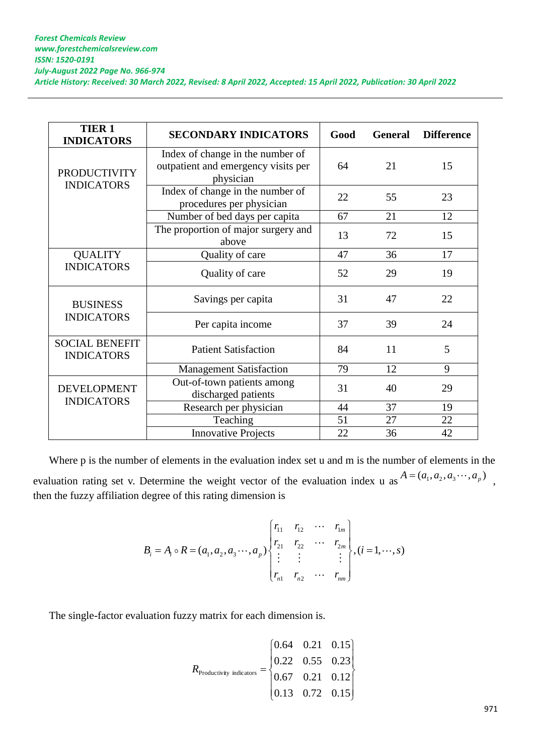| TIER 1 INDICATORS | SECONDARY INDICATORS | Good | General | Difference |
|---|---|---|---|---|
| PRODUCTIVITY INDICATORS | Index of change in the number of outpatient and emergency visits per physician | 64 | 21 | 15 |
| | Index of change in the number of procedures per physician | 22 | 55 | 23 |
| | Number of bed days per capita | 67 | 21 | 12 |
| | The proportion of major surgery and above | 13 | 72 | 15 |
| QUALITY INDICATORS | Quality of care | 47 | 36 | 17 |
| | Quality of care | 52 | 29 | 19 |
| BUSINESS INDICATORS | Savings per capita | 31 | 47 | 22 |
| | Per capita income | 37 | 39 | 24 |
| SOCIAL BENEFIT INDICATORS | Patient Satisfaction | 84 | 11 | 5 |
| | Management Satisfaction | 79 | 12 | 9 |
| DEVELOPMENT INDICATORS | Out-of-town patients among discharged patients | 31 | 40 | 29 |
| | Research per physician | 44 | 37 | 19 |
| | Teaching | 51 | 27 | 22 |
| | Innovative Projects | 22 | 36 | 42 |

Where p is the number of elements in the evaluation index set u and m is the number of elements in the evaluation rating set v. Determine the weight vector of the evaluation index u as $A=(a_1,a_2,a_3\cdots,a_p)$, then the fuzzy affiliation degree of this rating dimension is

$$B_i = A_i \circ R = (a_1,a_2,a_3\cdots,a_p)\begin{Bmatrix} r_{11} & r_{12} & \cdots & r_{1m} \\ r_{21} & r_{22} & \cdots & r_{2m} \\ \vdots & \vdots & & \vdots \\ r_{n1} & r_{n2} & \cdots & r_{nm} \end{Bmatrix},(i=1,\cdots,s)$$

The single-factor evaluation fuzzy matrix for each dimension is.

$$R_{\text{Productivity indicators}} = \begin{Bmatrix} 0.64 & 0.21 & 0.15 \\ 0.22 & 0.55 & 0.23 \\ 0.67 & 0.21 & 0.12 \\ 0.13 & 0.72 & 0.15 \end{Bmatrix}$$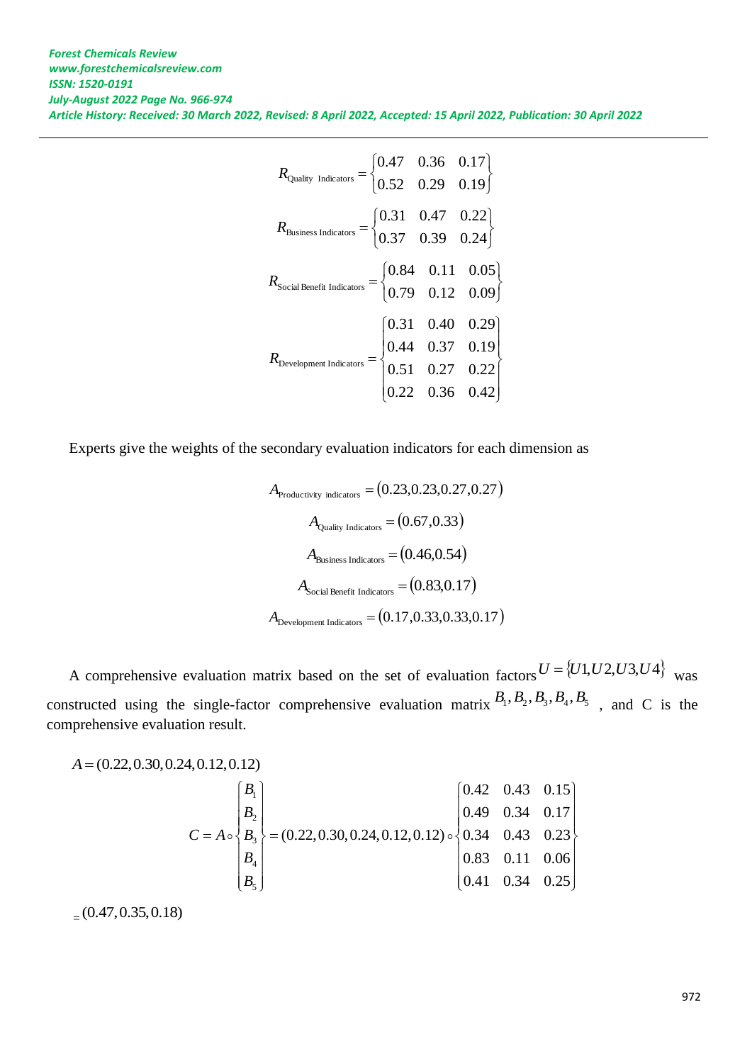$$R_{\text{Quality Indicators}} = \begin{Bmatrix} 0.47 & 0.36 & 0.17 \\ 0.52 & 0.29 & 0.19 \end{Bmatrix}$$

$$R_{\text{Business Indicators}} = \begin{Bmatrix} 0.31 & 0.47 & 0.22 \\ 0.37 & 0.39 & 0.24 \end{Bmatrix}$$

$$R_{\text{Social Benefit Indicators}} = \begin{Bmatrix} 0.84 & 0.11 & 0.05 \\ 0.79 & 0.12 & 0.09 \end{Bmatrix}$$

$$R_{\text{Development Indicators}} = \begin{Bmatrix} 0.31 & 0.40 & 0.29 \\ 0.44 & 0.37 & 0.19 \\ 0.51 & 0.27 & 0.22 \\ 0.22 & 0.36 & 0.42 \end{Bmatrix}$$

Experts give the weights of the secondary evaluation indicators for each dimension as

$$A_{\text{Productivity indicators}} = (0.23, 0.23, 0.27, 0.27)$$

$$A_{\text{Quality Indicators}} = (0.67, 0.33)$$

$$A_{\text{Business Indicators}} = (0.46, 0.54)$$

$$A_{\text{Social Benefit Indicators}} = (0.83, 0.17)$$

$$A_{\text{Development Indicators}} = (0.17, 0.33, 0.33, 0.17)$$

A comprehensive evaluation matrix based on the set of evaluation factors $U = \{U1, U2, U3, U4\}$ was constructed using the single-factor comprehensive evaluation matrix $B_1, B_2, B_3, B_4, B_5$ , and C is the comprehensive evaluation result.

$$A = (0.22, 0.30, 0.24, 0.12, 0.12)$$

$$C = A \circ \begin{Bmatrix} B_1 \\ B_2 \\ B_3 \\ B_4 \\ B_5 \end{Bmatrix} = (0.22, 0.30, 0.24, 0.12, 0.12) \circ \begin{Bmatrix} 0.42 & 0.43 & 0.15 \\ 0.49 & 0.34 & 0.17 \\ 0.34 & 0.43 & 0.23 \\ 0.83 & 0.11 & 0.06 \\ 0.41 & 0.34 & 0.25 \end{Bmatrix}$$

$$= (0.47, 0.35, 0.18)$$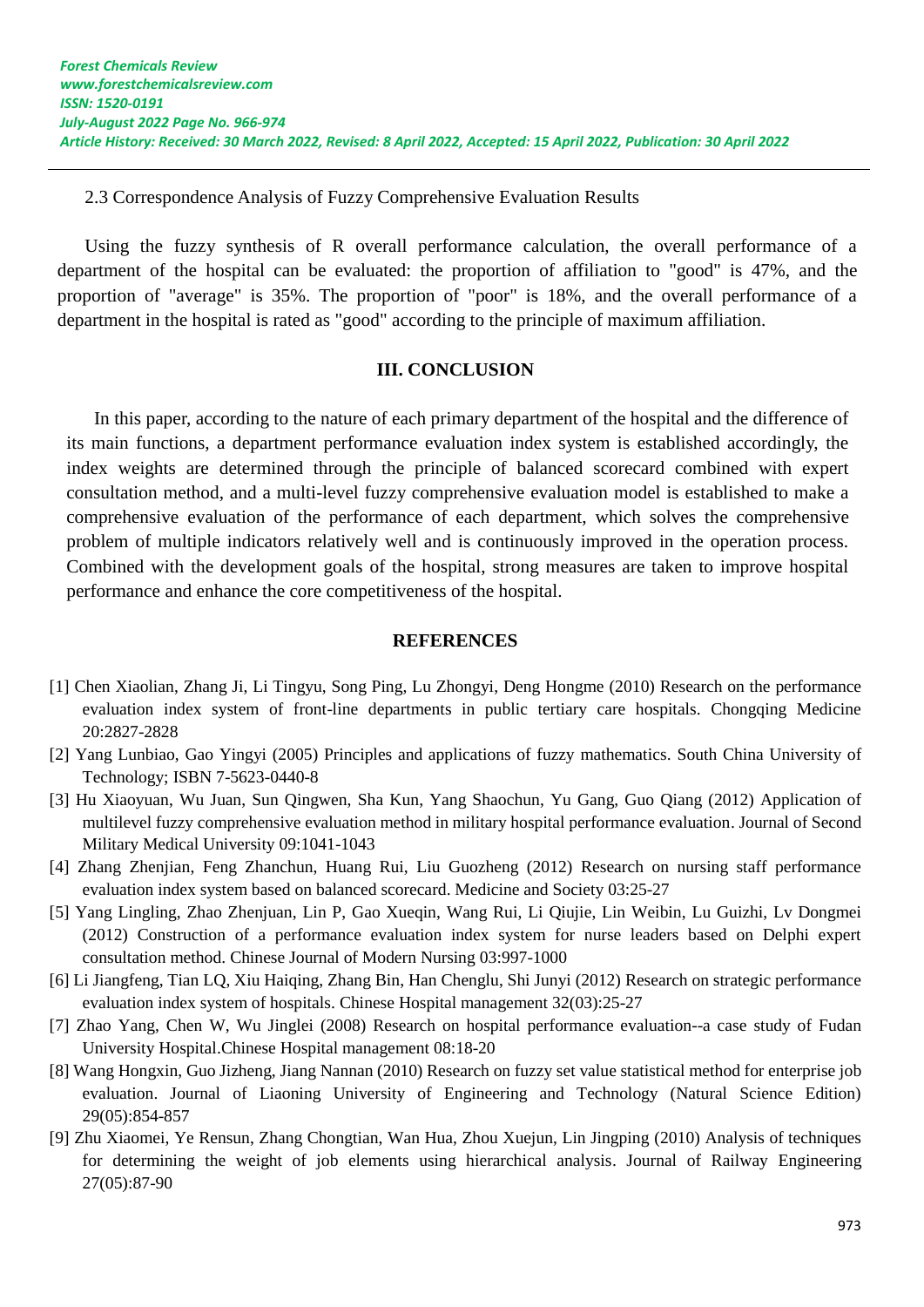### 2.3 Correspondence Analysis of Fuzzy Comprehensive Evaluation Results

Using the fuzzy synthesis of R overall performance calculation, the overall performance of a department of the hospital can be evaluated: the proportion of affiliation to "good" is 47%, and the proportion of "average" is 35%. The proportion of "poor" is 18%, and the overall performance of a department in the hospital is rated as "good" according to the principle of maximum affiliation.

## III. CONCLUSION

In this paper, according to the nature of each primary department of the hospital and the difference of its main functions, a department performance evaluation index system is established accordingly, the index weights are determined through the principle of balanced scorecard combined with expert consultation method, and a multi-level fuzzy comprehensive evaluation model is established to make a comprehensive evaluation of the performance of each department, which solves the comprehensive problem of multiple indicators relatively well and is continuously improved in the operation process. Combined with the development goals of the hospital, strong measures are taken to improve hospital performance and enhance the core competitiveness of the hospital.

## REFERENCES

[1] Chen Xiaolian, Zhang Ji, Li Tingyu, Song Ping, Lu Zhongyi, Deng Hongme (2010) Research on the performance evaluation index system of front-line departments in public tertiary care hospitals. Chongqing Medicine 20:2827-2828

[2] Yang Lunbiao, Gao Yingyi (2005) Principles and applications of fuzzy mathematics. South China University of Technology; ISBN 7-5623-0440-8

[3] Hu Xiaoyuan, Wu Juan, Sun Qingwen, Sha Kun, Yang Shaochun, Yu Gang, Guo Qiang (2012) Application of multilevel fuzzy comprehensive evaluation method in military hospital performance evaluation. Journal of Second Military Medical University 09:1041-1043

[4] Zhang Zhenjian, Feng Zhanchun, Huang Rui, Liu Guozheng (2012) Research on nursing staff performance evaluation index system based on balanced scorecard. Medicine and Society 03:25-27

[5] Yang Lingling, Zhao Zhenjuan, Lin P, Gao Xueqin, Wang Rui, Li Qiujie, Lin Weibin, Lu Guizhi, Lv Dongmei (2012) Construction of a performance evaluation index system for nurse leaders based on Delphi expert consultation method. Chinese Journal of Modern Nursing 03:997-1000

[6] Li Jiangfeng, Tian LQ, Xiu Haiqing, Zhang Bin, Han Chenglu, Shi Junyi (2012) Research on strategic performance evaluation index system of hospitals. Chinese Hospital management 32(03):25-27

[7] Zhao Yang, Chen W, Wu Jinglei (2008) Research on hospital performance evaluation--a case study of Fudan University Hospital.Chinese Hospital management 08:18-20

[8] Wang Hongxin, Guo Jizheng, Jiang Nannan (2010) Research on fuzzy set value statistical method for enterprise job evaluation. Journal of Liaoning University of Engineering and Technology (Natural Science Edition) 29(05):854-857

[9] Zhu Xiaomei, Ye Rensun, Zhang Chongtian, Wan Hua, Zhou Xuejun, Lin Jingping (2010) Analysis of techniques for determining the weight of job elements using hierarchical analysis. Journal of Railway Engineering 27(05):87-90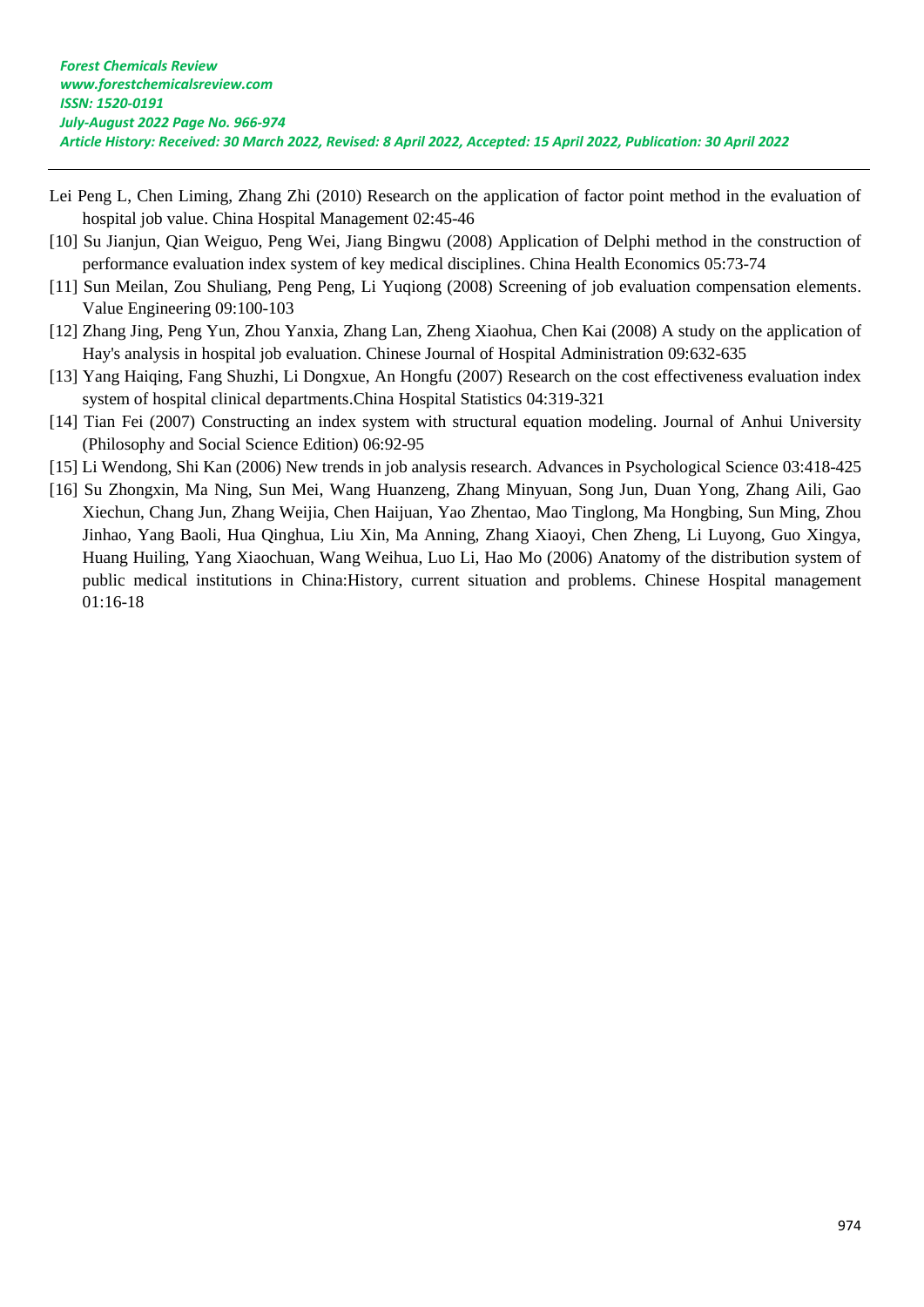Lei Peng L, Chen Liming, Zhang Zhi (2010) Research on the application of factor point method in the evaluation of hospital job value. China Hospital Management 02:45-46

[10] Su Jianjun, Qian Weiguo, Peng Wei, Jiang Bingwu (2008) Application of Delphi method in the construction of performance evaluation index system of key medical disciplines. China Health Economics 05:73-74

[11] Sun Meilan, Zou Shuliang, Peng Peng, Li Yuqiong (2008) Screening of job evaluation compensation elements. Value Engineering 09:100-103

[12] Zhang Jing, Peng Yun, Zhou Yanxia, Zhang Lan, Zheng Xiaohua, Chen Kai (2008) A study on the application of Hay's analysis in hospital job evaluation. Chinese Journal of Hospital Administration 09:632-635

[13] Yang Haiqing, Fang Shuzhi, Li Dongxue, An Hongfu (2007) Research on the cost effectiveness evaluation index system of hospital clinical departments.China Hospital Statistics 04:319-321

[14] Tian Fei (2007) Constructing an index system with structural equation modeling. Journal of Anhui University (Philosophy and Social Science Edition) 06:92-95

[15] Li Wendong, Shi Kan (2006) New trends in job analysis research. Advances in Psychological Science 03:418-425

[16] Su Zhongxin, Ma Ning, Sun Mei, Wang Huanzeng, Zhang Minyuan, Song Jun, Duan Yong, Zhang Aili, Gao Xiechun, Chang Jun, Zhang Weijia, Chen Haijuan, Yao Zhentao, Mao Tinglong, Ma Hongbing, Sun Ming, Zhou Jinhao, Yang Baoli, Hua Qinghua, Liu Xin, Ma Anning, Zhang Xiaoyi, Chen Zheng, Li Luyong, Guo Xingya, Huang Huiling, Yang Xiaochuan, Wang Weihua, Luo Li, Hao Mo (2006) Anatomy of the distribution system of public medical institutions in China:History, current situation and problems. Chinese Hospital management 01:16-18